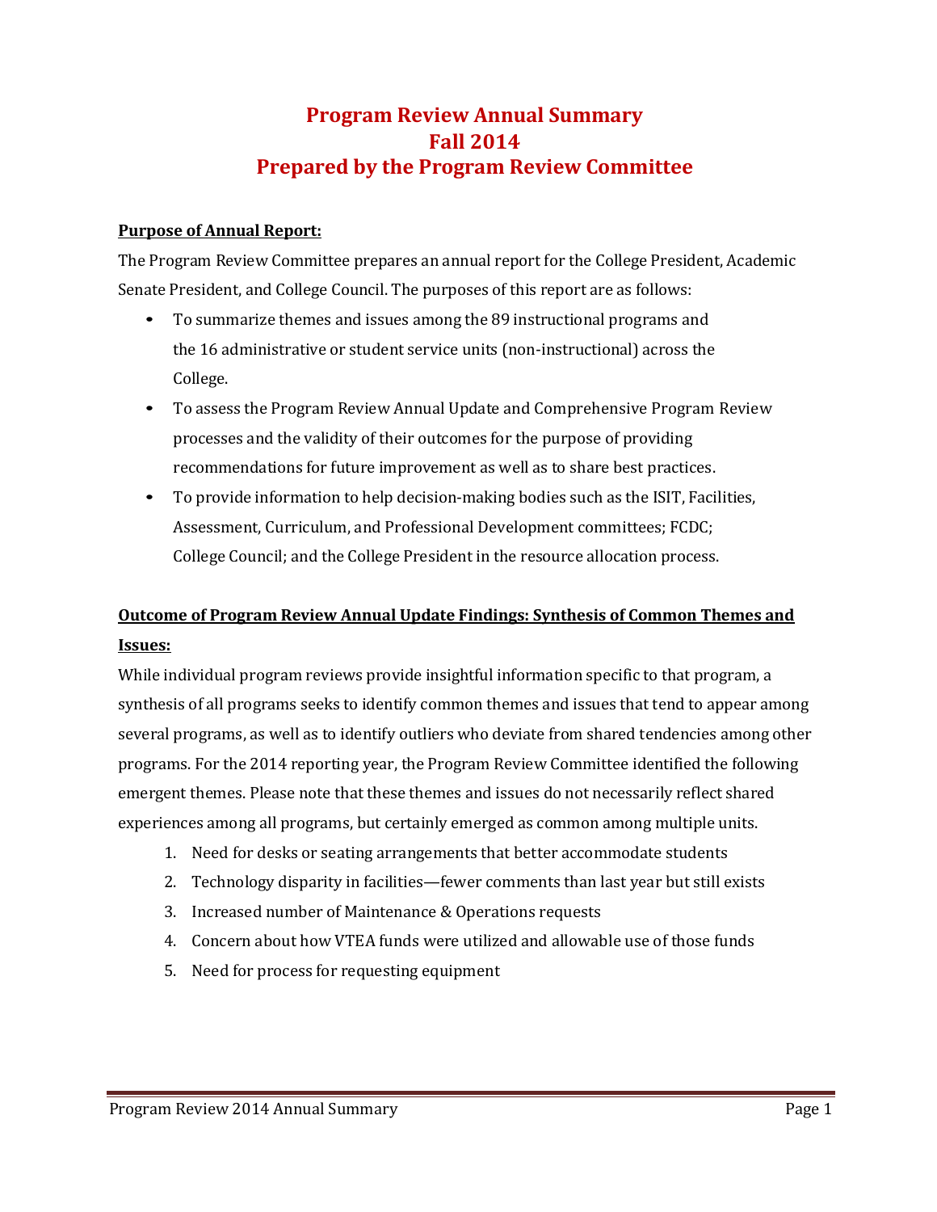# Program Review Annual Summary
# Fall 2014
# Prepared by the Program Review Committee

**Purpose of Annual Report:**

The Program Review Committee prepares an annual report for the College President, Academic Senate President, and College Council. The purposes of this report are as follows:

- To summarize themes and issues among the 89 instructional programs and the 16 administrative or student service units (non-instructional) across the College.
- To assess the Program Review Annual Update and Comprehensive Program Review processes and the validity of their outcomes for the purpose of providing recommendations for future improvement as well as to share best practices.
- To provide information to help decision-making bodies such as the ISIT, Facilities, Assessment, Curriculum, and Professional Development committees; FCDC; College Council; and the College President in the resource allocation process.

**Outcome of Program Review Annual Update Findings: Synthesis of Common Themes and Issues:**

While individual program reviews provide insightful information specific to that program, a synthesis of all programs seeks to identify common themes and issues that tend to appear among several programs, as well as to identify outliers who deviate from shared tendencies among other programs. For the 2014 reporting year, the Program Review Committee identified the following emergent themes. Please note that these themes and issues do not necessarily reflect shared experiences among all programs, but certainly emerged as common among multiple units.

1. Need for desks or seating arrangements that better accommodate students
2. Technology disparity in facilities—fewer comments than last year but still exists
3. Increased number of Maintenance & Operations requests
4. Concern about how VTEA funds were utilized and allowable use of those funds
5. Need for process for requesting equipment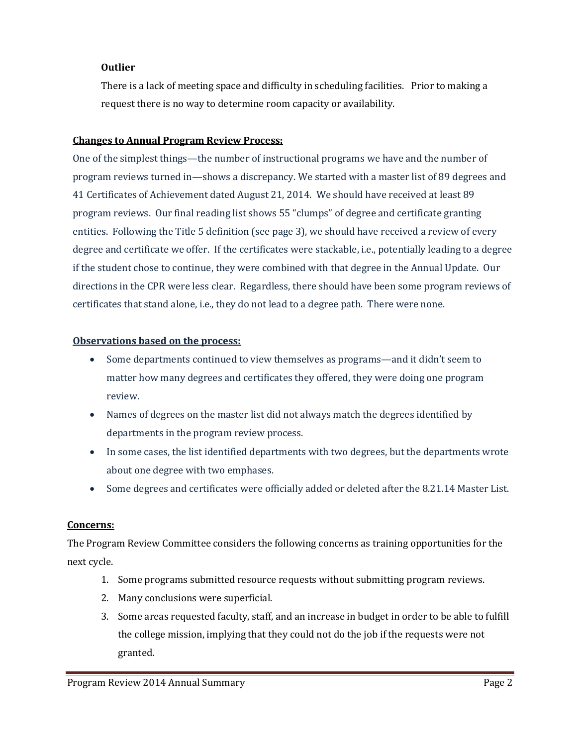**Outlier**

There is a lack of meeting space and difficulty in scheduling facilities. Prior to making a request there is no way to determine room capacity or availability.

## Changes to Annual Program Review Process:

One of the simplest things—the number of instructional programs we have and the number of program reviews turned in—shows a discrepancy. We started with a master list of 89 degrees and 41 Certificates of Achievement dated August 21, 2014. We should have received at least 89 program reviews. Our final reading list shows 55 "clumps" of degree and certificate granting entities. Following the Title 5 definition (see page 3), we should have received a review of every degree and certificate we offer. If the certificates were stackable, i.e., potentially leading to a degree if the student chose to continue, they were combined with that degree in the Annual Update. Our directions in the CPR were less clear. Regardless, there should have been some program reviews of certificates that stand alone, i.e., they do not lead to a degree path. There were none.

## Observations based on the process:

- Some departments continued to view themselves as programs—and it didn't seem to matter how many degrees and certificates they offered, they were doing one program review.
- Names of degrees on the master list did not always match the degrees identified by departments in the program review process.
- In some cases, the list identified departments with two degrees, but the departments wrote about one degree with two emphases.
- Some degrees and certificates were officially added or deleted after the 8.21.14 Master List.

## Concerns:

The Program Review Committee considers the following concerns as training opportunities for the next cycle.

1. Some programs submitted resource requests without submitting program reviews.
2. Many conclusions were superficial.
3. Some areas requested faculty, staff, and an increase in budget in order to be able to fulfill the college mission, implying that they could not do the job if the requests were not granted.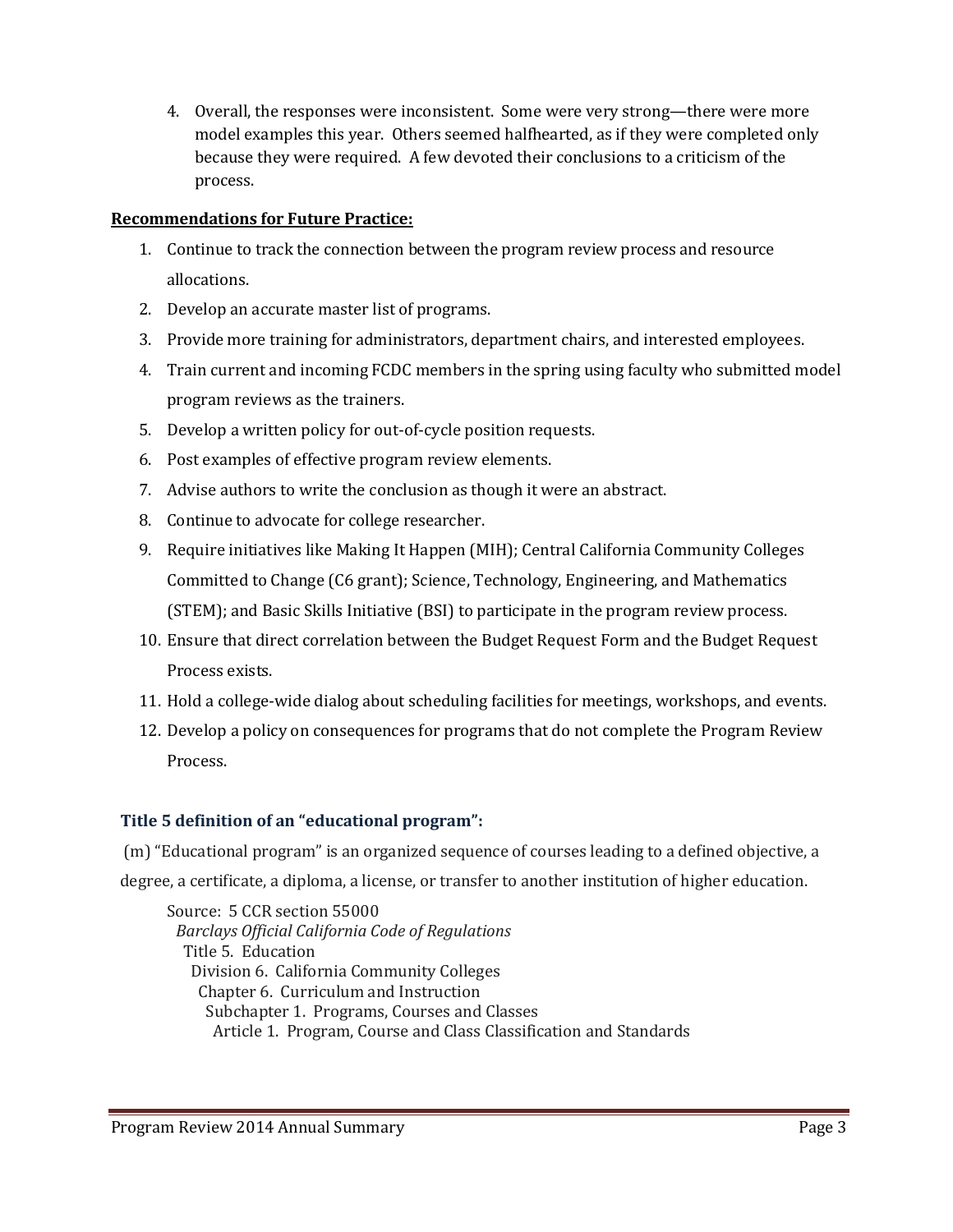4. Overall, the responses were inconsistent. Some were very strong—there were more model examples this year. Others seemed halfhearted, as if they were completed only because they were required. A few devoted their conclusions to a criticism of the process.

**Recommendations for Future Practice:**

1. Continue to track the connection between the program review process and resource allocations.
2. Develop an accurate master list of programs.
3. Provide more training for administrators, department chairs, and interested employees.
4. Train current and incoming FCDC members in the spring using faculty who submitted model program reviews as the trainers.
5. Develop a written policy for out-of-cycle position requests.
6. Post examples of effective program review elements.
7. Advise authors to write the conclusion as though it were an abstract.
8. Continue to advocate for college researcher.
9. Require initiatives like Making It Happen (MIH); Central California Community Colleges Committed to Change (C6 grant); Science, Technology, Engineering, and Mathematics (STEM); and Basic Skills Initiative (BSI) to participate in the program review process.
10. Ensure that direct correlation between the Budget Request Form and the Budget Request Process exists.
11. Hold a college-wide dialog about scheduling facilities for meetings, workshops, and events.
12. Develop a policy on consequences for programs that do not complete the Program Review Process.

### Title 5 definition of an "educational program":

(m) "Educational program" is an organized sequence of courses leading to a defined objective, a degree, a certificate, a diploma, a license, or transfer to another institution of higher education.

Source: 5 CCR section 55000
*Barclays Official California Code of Regulations*
Title 5. Education
Division 6. California Community Colleges
Chapter 6. Curriculum and Instruction
Subchapter 1. Programs, Courses and Classes
Article 1. Program, Course and Class Classification and Standards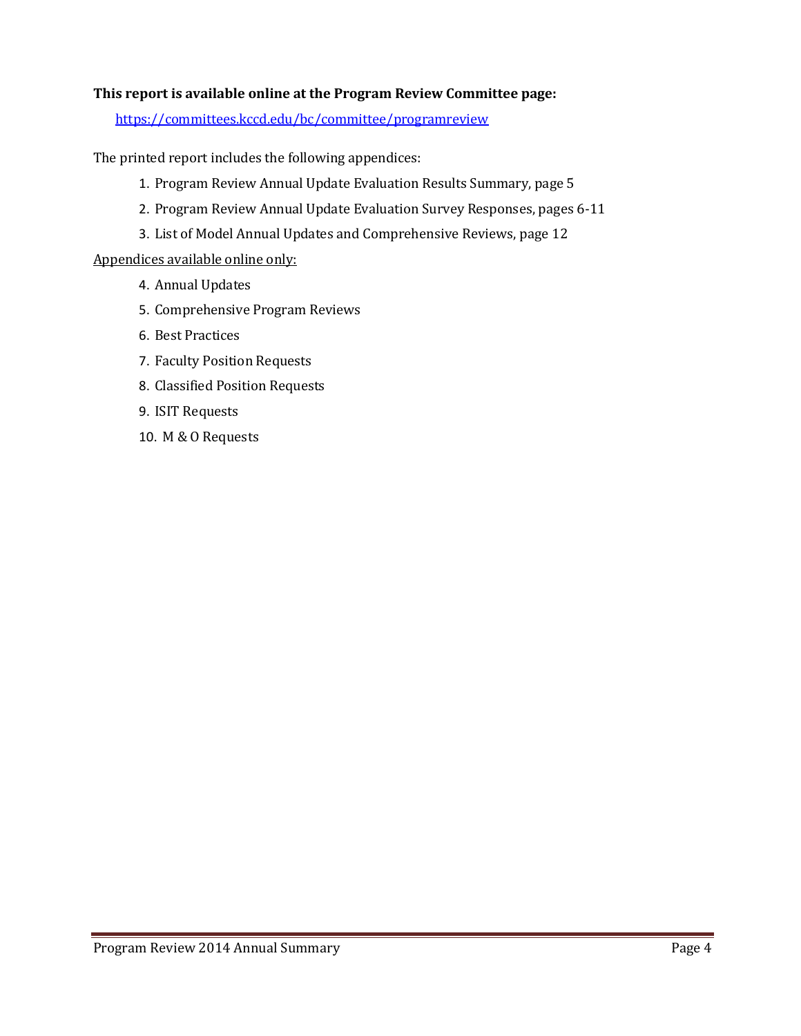**This report is available online at the Program Review Committee page:**

https://committees.kccd.edu/bc/committee/programreview

The printed report includes the following appendices:

1. Program Review Annual Update Evaluation Results Summary, page 5
2. Program Review Annual Update Evaluation Survey Responses, pages 6-11
3. List of Model Annual Updates and Comprehensive Reviews, page 12

<u>Appendices available online only:</u>

4. Annual Updates
5. Comprehensive Program Reviews
6. Best Practices
7. Faculty Position Requests
8. Classified Position Requests
9. ISIT Requests
10. M & O Requests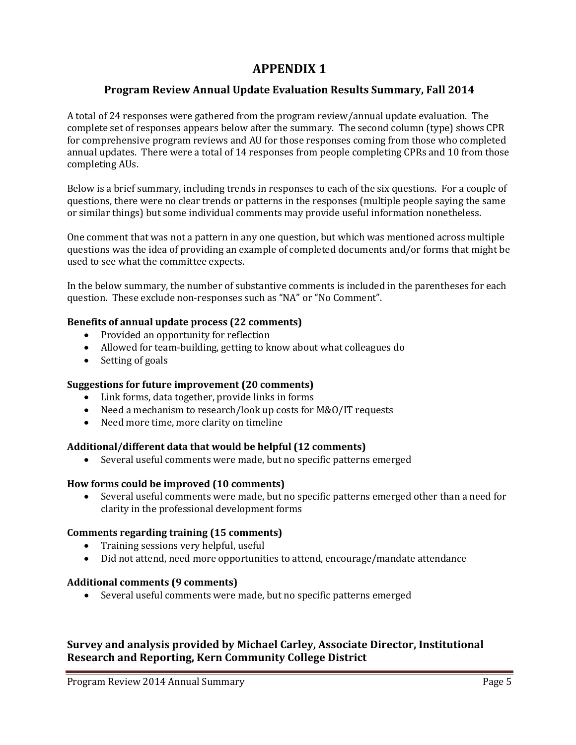# APPENDIX 1

## Program Review Annual Update Evaluation Results Summary, Fall 2014

A total of 24 responses were gathered from the program review/annual update evaluation. The complete set of responses appears below after the summary. The second column (type) shows CPR for comprehensive program reviews and AU for those responses coming from those who completed annual updates. There were a total of 14 responses from people completing CPRs and 10 from those completing AUs.

Below is a brief summary, including trends in responses to each of the six questions. For a couple of questions, there were no clear trends or patterns in the responses (multiple people saying the same or similar things) but some individual comments may provide useful information nonetheless.

One comment that was not a pattern in any one question, but which was mentioned across multiple questions was the idea of providing an example of completed documents and/or forms that might be used to see what the committee expects.

In the below summary, the number of substantive comments is included in the parentheses for each question. These exclude non-responses such as "NA" or "No Comment".

**Benefits of annual update process (22 comments)**

- Provided an opportunity for reflection
- Allowed for team-building, getting to know about what colleagues do
- Setting of goals

**Suggestions for future improvement (20 comments)**

- Link forms, data together, provide links in forms
- Need a mechanism to research/look up costs for M&O/IT requests
- Need more time, more clarity on timeline

**Additional/different data that would be helpful (12 comments)**

- Several useful comments were made, but no specific patterns emerged

**How forms could be improved (10 comments)**

- Several useful comments were made, but no specific patterns emerged other than a need for clarity in the professional development forms

**Comments regarding training (15 comments)**

- Training sessions very helpful, useful
- Did not attend, need more opportunities to attend, encourage/mandate attendance

**Additional comments (9 comments)**

- Several useful comments were made, but no specific patterns emerged

**Survey and analysis provided by Michael Carley, Associate Director, Institutional Research and Reporting, Kern Community College District**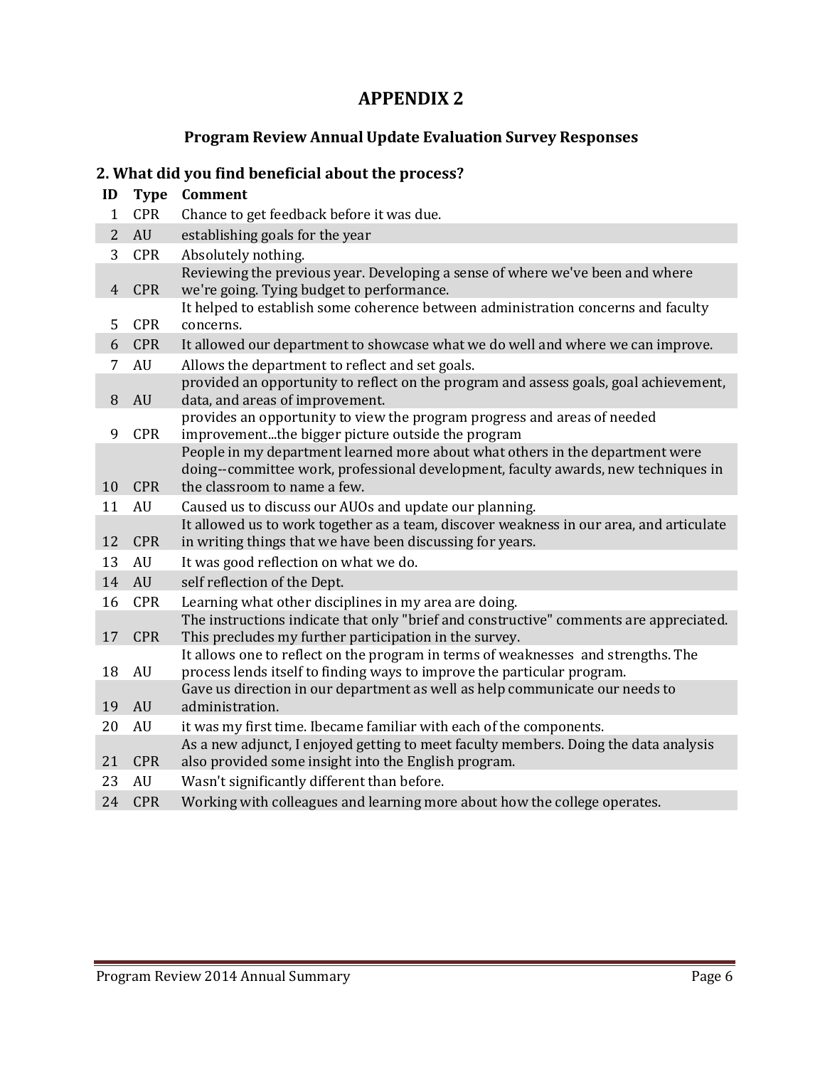# APPENDIX 2

## Program Review Annual Update Evaluation Survey Responses

### 2. What did you find beneficial about the process?

| ID | Type | Comment |
|---|---|---|
| 1 | CPR | Chance to get feedback before it was due. |
| 2 | AU | establishing goals for the year |
| 3 | CPR | Absolutely nothing. |
| 4 | CPR | Reviewing the previous year. Developing a sense of where we've been and where we're going. Tying budget to performance. |
| 5 | CPR | It helped to establish some coherence between administration concerns and faculty concerns. |
| 6 | CPR | It allowed our department to showcase what we do well and where we can improve. |
| 7 | AU | Allows the department to reflect and set goals. |
| 8 | AU | provided an opportunity to reflect on the program and assess goals, goal achievement, data, and areas of improvement. |
| 9 | CPR | provides an opportunity to view the program progress and areas of needed improvement...the bigger picture outside the program |
| 10 | CPR | People in my department learned more about what others in the department were doing--committee work, professional development, faculty awards, new techniques in the classroom to name a few. |
| 11 | AU | Caused us to discuss our AUOs and update our planning. |
| 12 | CPR | It allowed us to work together as a team, discover weakness in our area, and articulate in writing things that we have been discussing for years. |
| 13 | AU | It was good reflection on what we do. |
| 14 | AU | self reflection of the Dept. |
| 16 | CPR | Learning what other disciplines in my area are doing. |
| 17 | CPR | The instructions indicate that only "brief and constructive" comments are appreciated. This precludes my further participation in the survey. |
| 18 | AU | It allows one to reflect on the program in terms of weaknesses and strengths. The process lends itself to finding ways to improve the particular program. |
| 19 | AU | Gave us direction in our department as well as help communicate our needs to administration. |
| 20 | AU | it was my first time. Ibecame familiar with each of the components. |
| 21 | CPR | As a new adjunct, I enjoyed getting to meet faculty members. Doing the data analysis also provided some insight into the English program. |
| 23 | AU | Wasn't significantly different than before. |
| 24 | CPR | Working with colleagues and learning more about how the college operates. |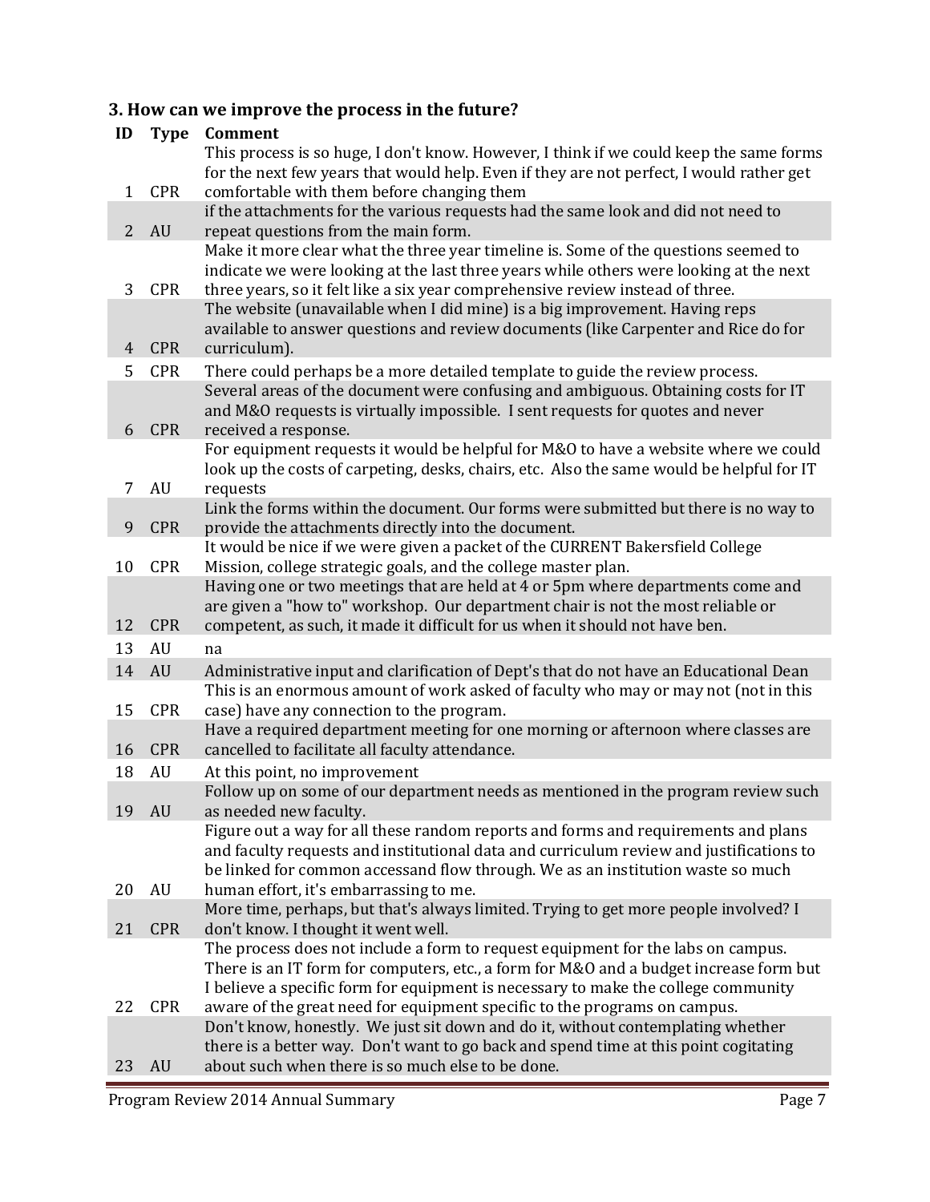### 3. How can we improve the process in the future?

| ID | Type | Comment |
|---|---|---|
| 1 | CPR | This process is so huge, I don't know. However, I think if we could keep the same forms for the next few years that would help. Even if they are not perfect, I would rather get comfortable with them before changing them |
| 2 | AU | if the attachments for the various requests had the same look and did not need to repeat questions from the main form. |
| 3 | CPR | Make it more clear what the three year timeline is. Some of the questions seemed to indicate we were looking at the last three years while others were looking at the next three years, so it felt like a six year comprehensive review instead of three. |
| 4 | CPR | The website (unavailable when I did mine) is a big improvement. Having reps available to answer questions and review documents (like Carpenter and Rice do for curriculum). |
| 5 | CPR | There could perhaps be a more detailed template to guide the review process. |
| 6 | CPR | Several areas of the document were confusing and ambiguous. Obtaining costs for IT and M&O requests is virtually impossible. I sent requests for quotes and never received a response. |
| 7 | AU | For equipment requests it would be helpful for M&O to have a website where we could look up the costs of carpeting, desks, chairs, etc. Also the same would be helpful for IT requests |
| 9 | CPR | Link the forms within the document. Our forms were submitted but there is no way to provide the attachments directly into the document. |
| 10 | CPR | It would be nice if we were given a packet of the CURRENT Bakersfield College Mission, college strategic goals, and the college master plan. |
| 12 | CPR | Having one or two meetings that are held at 4 or 5pm where departments come and are given a "how to" workshop. Our department chair is not the most reliable or competent, as such, it made it difficult for us when it should not have ben. |
| 13 | AU | na |
| 14 | AU | Administrative input and clarification of Dept's that do not have an Educational Dean |
| 15 | CPR | This is an enormous amount of work asked of faculty who may or may not (not in this case) have any connection to the program. |
| 16 | CPR | Have a required department meeting for one morning or afternoon where classes are cancelled to facilitate all faculty attendance. |
| 18 | AU | At this point, no improvement |
| 19 | AU | Follow up on some of our department needs as mentioned in the program review such as needed new faculty. |
| 20 | AU | Figure out a way for all these random reports and forms and requirements and plans and faculty requests and institutional data and curriculum review and justifications to be linked for common accessand flow through. We as an institution waste so much human effort, it's embarrassing to me. |
| 21 | CPR | More time, perhaps, but that's always limited. Trying to get more people involved? I don't know. I thought it went well. |
| 22 | CPR | The process does not include a form to request equipment for the labs on campus. There is an IT form for computers, etc., a form for M&O and a budget increase form but I believe a specific form for equipment is necessary to make the college community aware of the great need for equipment specific to the programs on campus. |
| 23 | AU | Don't know, honestly. We just sit down and do it, without contemplating whether there is a better way. Don't want to go back and spend time at this point cogitating about such when there is so much else to be done. |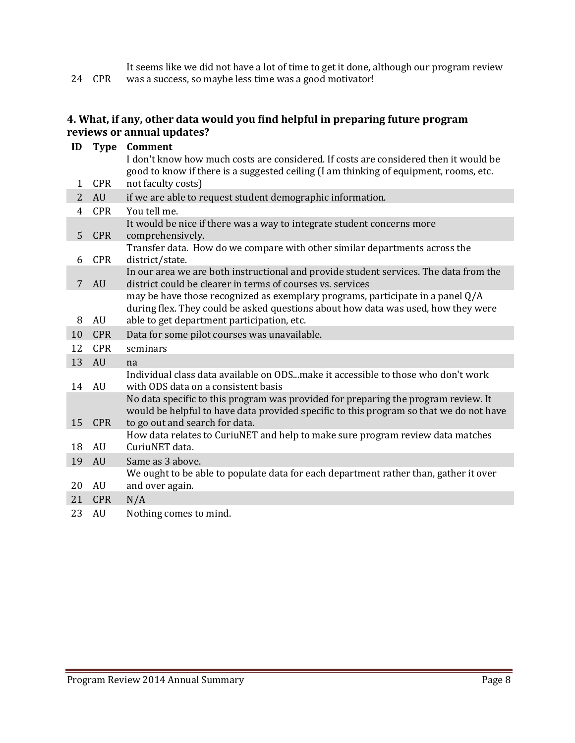| ID | Type | Comment |
|---|---|---|
| 24 | CPR | It seems like we did not have a lot of time to get it done, although our program review was a success, so maybe less time was a good motivator! |

### 4. What, if any, other data would you find helpful in preparing future program reviews or annual updates?

| ID | Type | Comment |
|---|---|---|
| 1 | CPR | I don't know how much costs are considered. If costs are considered then it would be good to know if there is a suggested ceiling (I am thinking of equipment, rooms, etc. not faculty costs) |
| 2 | AU | if we are able to request student demographic information. |
| 4 | CPR | You tell me. |
| 5 | CPR | It would be nice if there was a way to integrate student concerns more comprehensively. |
| 6 | CPR | Transfer data. How do we compare with other similar departments across the district/state. |
| 7 | AU | In our area we are both instructional and provide student services. The data from the district could be clearer in terms of courses vs. services |
| 8 | AU | may be have those recognized as exemplary programs, participate in a panel Q/A during flex. They could be asked questions about how data was used, how they were able to get department participation, etc. |
| 10 | CPR | Data for some pilot courses was unavailable. |
| 12 | CPR | seminars |
| 13 | AU | na |
| 14 | AU | Individual class data available on ODS...make it accessible to those who don't work with ODS data on a consistent basis |
| 15 | CPR | No data specific to this program was provided for preparing the program review. It would be helpful to have data provided specific to this program so that we do not have to go out and search for data. |
| 18 | AU | How data relates to CuriuNET and help to make sure program review data matches CuriuNET data. |
| 19 | AU | Same as 3 above. |
| 20 | AU | We ought to be able to populate data for each department rather than, gather it over and over again. |
| 21 | CPR | N/A |
| 23 | AU | Nothing comes to mind. |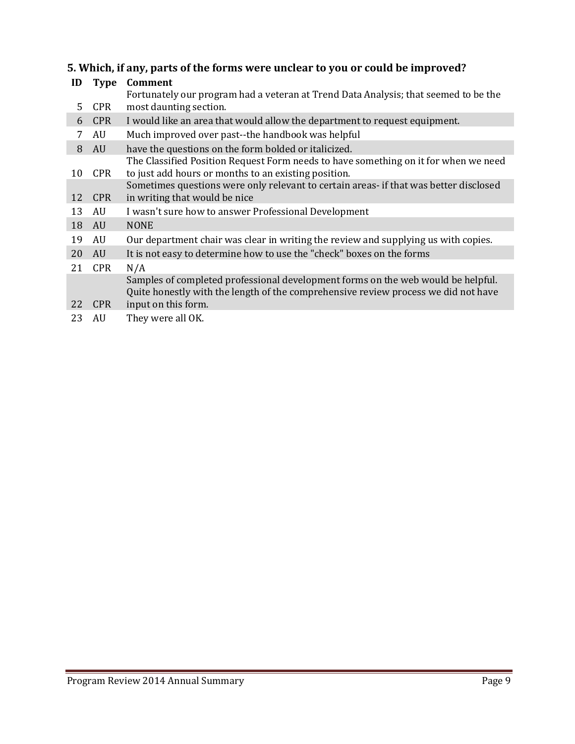### 5. Which, if any, parts of the forms were unclear to you or could be improved?

| ID | Type | Comment |
|---|---|---|
| 5 | CPR | Fortunately our program had a veteran at Trend Data Analysis; that seemed to be the most daunting section. |
| 6 | CPR | I would like an area that would allow the department to request equipment. |
| 7 | AU | Much improved over past--the handbook was helpful |
| 8 | AU | have the questions on the form bolded or italicized. |
| 10 | CPR | The Classified Position Request Form needs to have something on it for when we need to just add hours or months to an existing position. |
| 12 | CPR | Sometimes questions were only relevant to certain areas- if that was better disclosed in writing that would be nice |
| 13 | AU | I wasn't sure how to answer Professional Development |
| 18 | AU | NONE |
| 19 | AU | Our department chair was clear in writing the review and supplying us with copies. |
| 20 | AU | It is not easy to determine how to use the "check" boxes on the forms |
| 21 | CPR | N/A |
| 22 | CPR | Samples of completed professional development forms on the web would be helpful. Quite honestly with the length of the comprehensive review process we did not have input on this form. |
| 23 | AU | They were all OK. |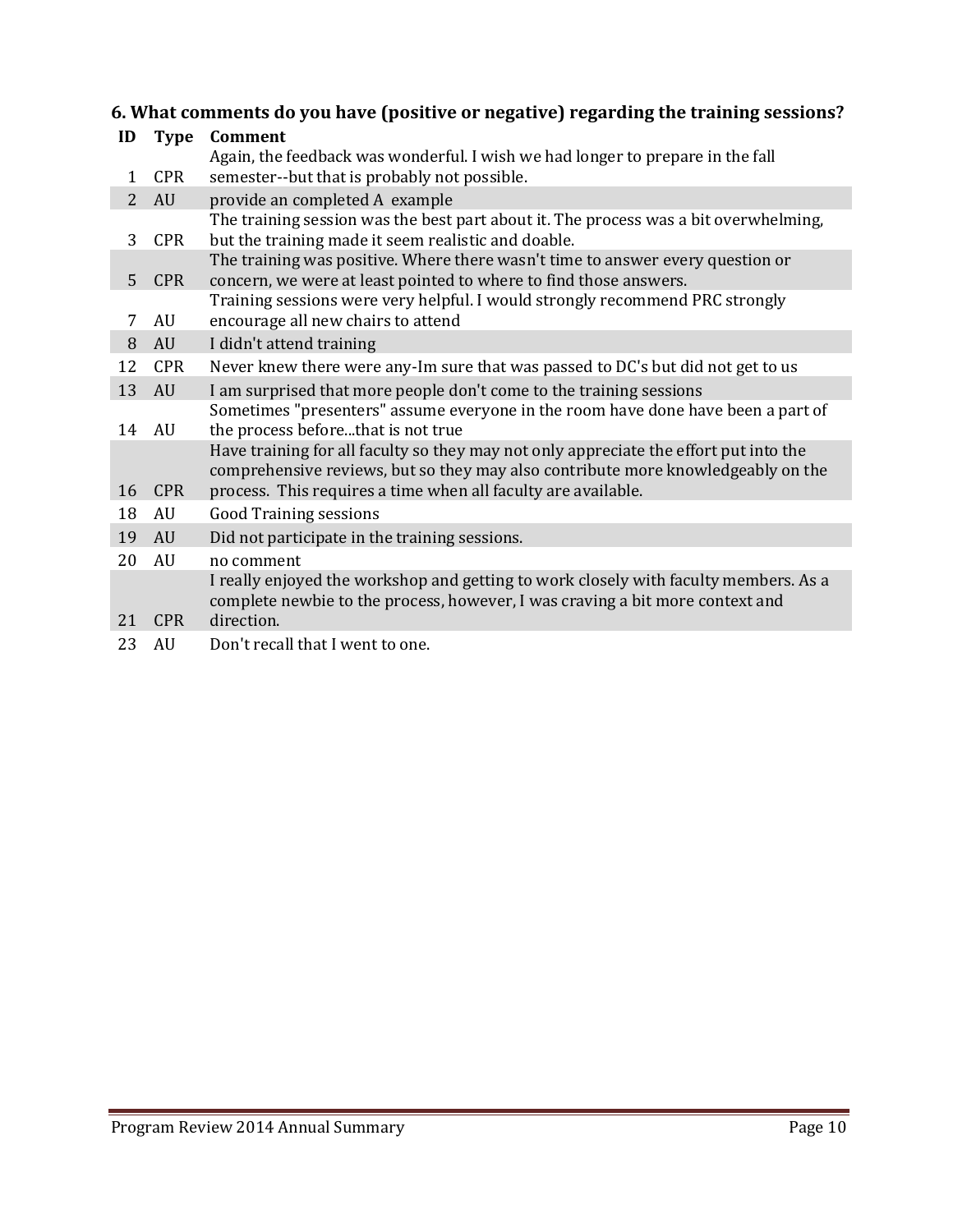### 6. What comments do you have (positive or negative) regarding the training sessions?

| ID | Type | Comment |
|---|---|---|
| 1 | CPR | Again, the feedback was wonderful. I wish we had longer to prepare in the fall semester--but that is probably not possible. |
| 2 | AU | provide an completed A  example |
| 3 | CPR | The training session was the best part about it. The process was a bit overwhelming, but the training made it seem realistic and doable. |
| 5 | CPR | The training was positive. Where there wasn't time to answer every question or concern, we were at least pointed to where to find those answers. |
| 7 | AU | Training sessions were very helpful. I would strongly recommend PRC strongly encourage all new chairs to attend |
| 8 | AU | I didn't attend training |
| 12 | CPR | Never knew there were any-Im sure that was passed to DC's but did not get to us |
| 13 | AU | I am surprised that more people don't come to the training sessions |
| 14 | AU | Sometimes "presenters" assume everyone in the room have done have been a part of the process before...that is not true |
| 16 | CPR | Have training for all faculty so they may not only appreciate the effort put into the comprehensive reviews, but so they may also contribute more knowledgeably on the process.  This requires a time when all faculty are available. |
| 18 | AU | Good Training sessions |
| 19 | AU | Did not participate in the training sessions. |
| 20 | AU | no comment |
| 21 | CPR | I really enjoyed the workshop and getting to work closely with faculty members. As a complete newbie to the process, however, I was craving a bit more context and direction. |
| 23 | AU | Don't recall that I went to one. |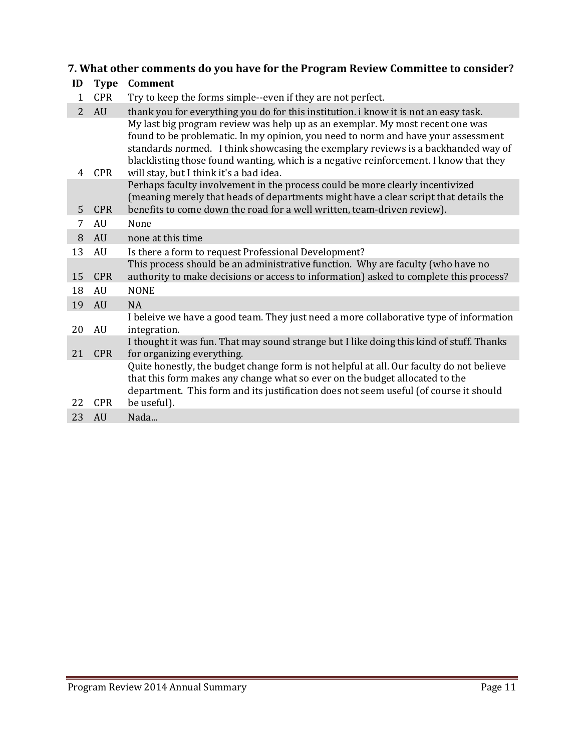### 7. What other comments do you have for the Program Review Committee to consider?

| ID | Type | Comment |
|---|---|---|
| 1 | CPR | Try to keep the forms simple--even if they are not perfect. |
| 2 | AU | thank you for everything you do for this institution. i know it is not an easy task. |
| 4 | CPR | My last big program review was help up as an exemplar. My most recent one was found to be problematic. In my opinion, you need to norm and have your assessment standards normed. I think showcasing the exemplary reviews is a backhanded way of blacklisting those found wanting, which is a negative reinforcement. I know that they will stay, but I think it's a bad idea. |
| 5 | CPR | Perhaps faculty involvement in the process could be more clearly incentivized (meaning merely that heads of departments might have a clear script that details the benefits to come down the road for a well written, team-driven review). |
| 7 | AU | None |
| 8 | AU | none at this time |
| 13 | AU | Is there a form to request Professional Development? |
| 15 | CPR | This process should be an administrative function. Why are faculty (who have no authority to make decisions or access to information) asked to complete this process? |
| 18 | AU | NONE |
| 19 | AU | NA |
| 20 | AU | I beleive we have a good team. They just need a more collaborative type of information integration. |
| 21 | CPR | I thought it was fun. That may sound strange but I like doing this kind of stuff. Thanks for organizing everything. |
| 22 | CPR | Quite honestly, the budget change form is not helpful at all. Our faculty do not believe that this form makes any change what so ever on the budget allocated to the department. This form and its justification does not seem useful (of course it should be useful). |
| 23 | AU | Nada... |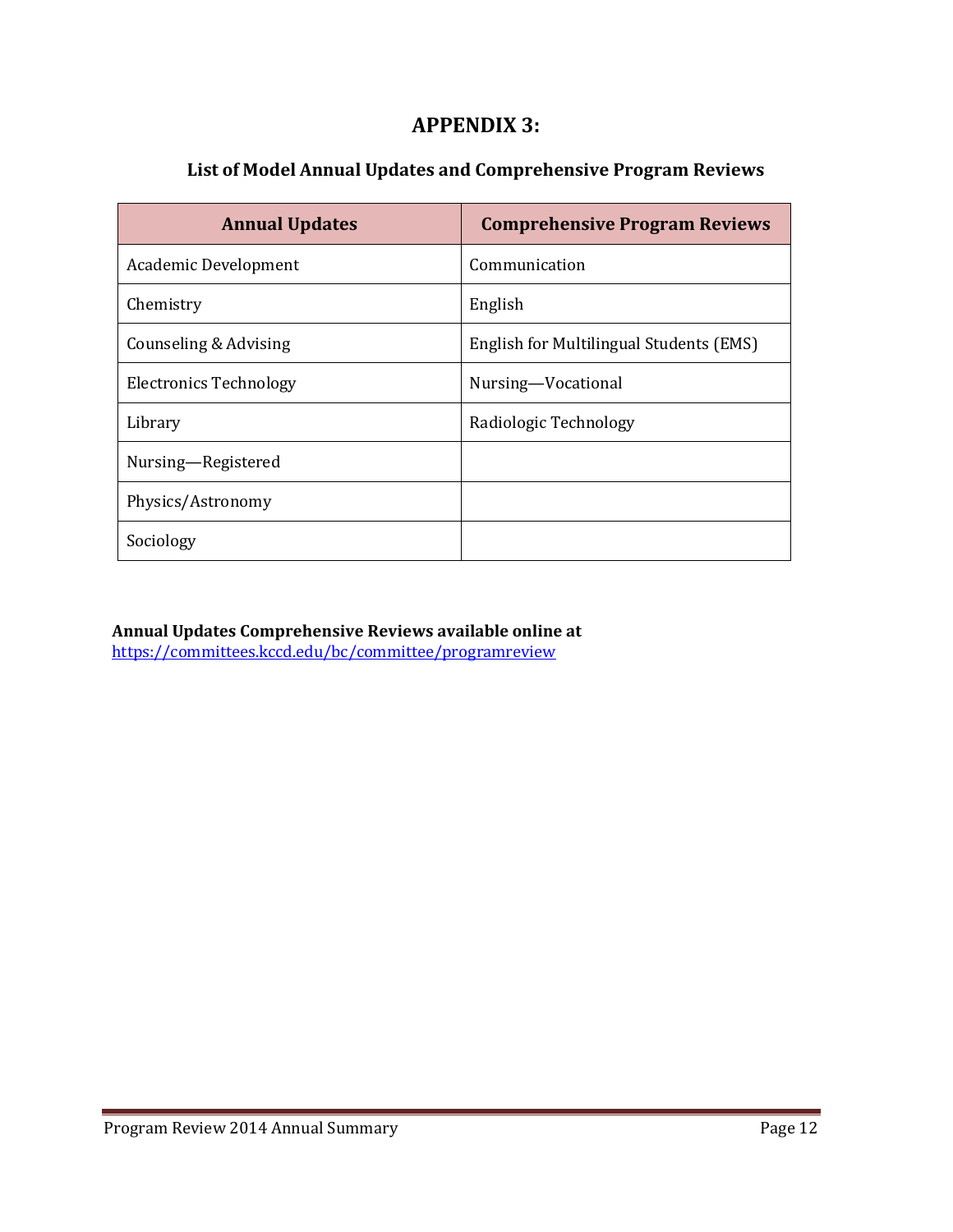# APPENDIX 3:

## List of Model Annual Updates and Comprehensive Program Reviews

| Annual Updates | Comprehensive Program Reviews |
|---|---|
| Academic Development | Communication |
| Chemistry | English |
| Counseling & Advising | English for Multilingual Students (EMS) |
| Electronics Technology | Nursing—Vocational |
| Library | Radiologic Technology |
| Nursing—Registered | |
| Physics/Astronomy | |
| Sociology | |

**Annual Updates Comprehensive Reviews available online at**
https://committees.kccd.edu/bc/committee/programreview